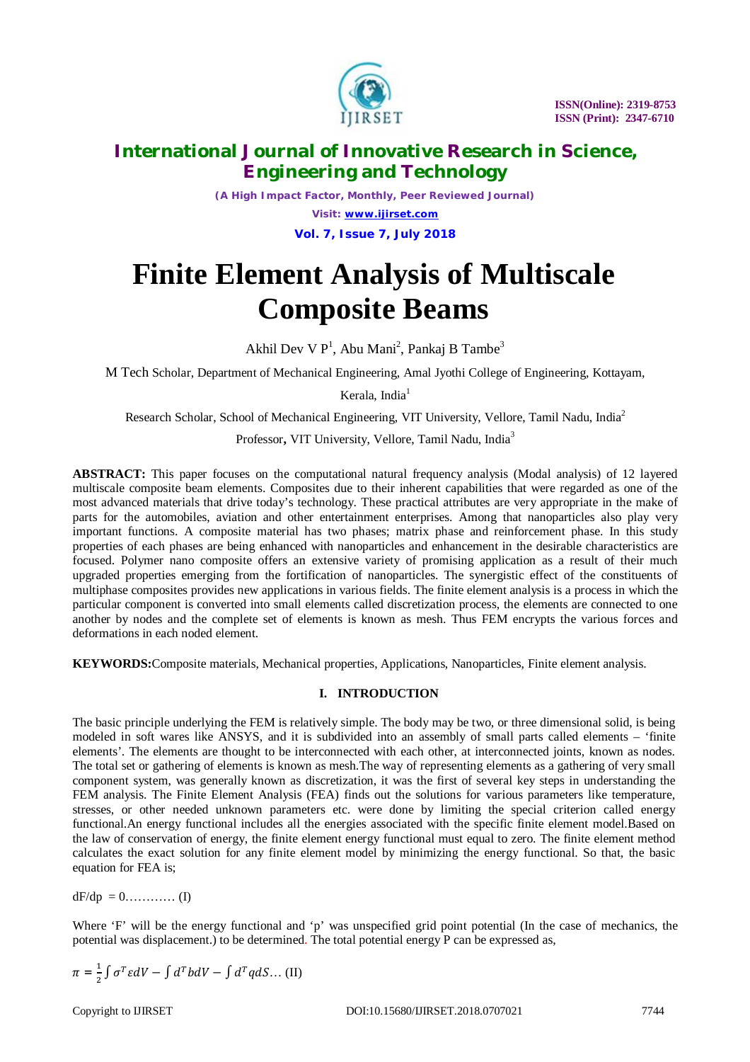# Finite Element Analysis of Multiscale Composite Beams

Akhil Dev V P[1], Abu Mani[2], Pankaj B Tambe[3]

M Tech Scholar, Department of Mechanical Engineering, Amal Jyothi College of Engineering, Kottayam, Kerala, India[1]

Research Scholar, School of Mechanical Engineering, VIT University, Vellore, Tamil Nadu, India[2]

Professor**,** VIT University, Vellore, Tamil Nadu, India[3]

**ABSTRACT:** This paper focuses on the computational natural frequency analysis (Modal analysis) of 12 layered multiscale composite beam elements. Composites due to their inherent capabilities that were regarded as one of the most advanced materials that drive today's technology. These practical attributes are very appropriate in the make of parts for the automobiles, aviation and other entertainment enterprises. Among that nanoparticles also play very important functions. A composite material has two phases; matrix phase and reinforcement phase. In this study properties of each phases are being enhanced with nanoparticles and enhancement in the desirable characteristics are focused. Polymer nano composite offers an extensive variety of promising application as a result of their much upgraded properties emerging from the fortification of nanoparticles. The synergistic effect of the constituents of multiphase composites provides new applications in various fields. The finite element analysis is a process in which the particular component is converted into small elements called discretization process, the elements are connected to one another by nodes and the complete set of elements is known as mesh. Thus FEM encrypts the various forces and deformations in each noded element.

**KEYWORDS:** Composite materials, Mechanical properties, Applications, Nanoparticles, Finite element analysis.

## I. INTRODUCTION

The basic principle underlying the FEM is relatively simple. The body may be two, or three dimensional solid, is being modeled in soft wares like ANSYS, and it is subdivided into an assembly of small parts called elements – 'finite elements'. The elements are thought to be interconnected with each other, at interconnected joints, known as nodes. The total set or gathering of elements is known as mesh.The way of representing elements as a gathering of very small component system, was generally known as discretization, it was the first of several key steps in understanding the FEM analysis. The Finite Element Analysis (FEA) finds out the solutions for various parameters like temperature, stresses, or other needed unknown parameters etc. were done by limiting the special criterion called energy functional.An energy functional includes all the energies associated with the specific finite element model.Based on the law of conservation of energy, the finite element energy functional must equal to zero. The finite element method calculates the exact solution for any finite element model by minimizing the energy functional. So that, the basic equation for FEA is;

dF/dp = 0………… (I)

Where 'F' will be the energy functional and 'p' was unspecified grid point potential (In the case of mechanics, the potential was displacement.) to be determined. The total potential energy P can be expressed as,

$$\pi = \frac{1}{2}\int \sigma^T \varepsilon dV - \int d^T b dV - \int d^T q dS \ldots \text{(II)}$$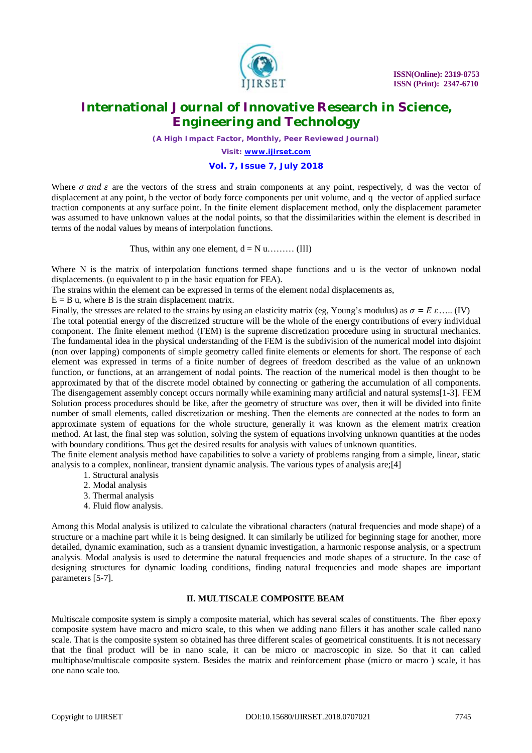Where $\sigma$ *and* $\varepsilon$ are the vectors of the stress and strain components at any point, respectively, d was the vector of displacement at any point, b the vector of body force components per unit volume, and q the vector of applied surface traction components at any surface point. In the finite element displacement method, only the displacement parameter was assumed to have unknown values at the nodal points, so that the dissimilarities within the element is described in terms of the nodal values by means of interpolation functions.

Thus, within any one element, d = N u……… (III)

Where N is the matrix of interpolation functions termed shape functions and u is the vector of unknown nodal displacements. (u equivalent to p in the basic equation for FEA).

The strains within the element can be expressed in terms of the element nodal displacements as,

E = B u, where B is the strain displacement matrix.

Finally, the stresses are related to the strains by using an elasticity matrix (eg, Young's modulus) as $\sigma = E\ \varepsilon$….. (IV)

The total potential energy of the discretized structure will be the whole of the energy contributions of every individual component. The finite element method (FEM) is the supreme discretization procedure using in structural mechanics. The fundamental idea in the physical understanding of the FEM is the subdivision of the numerical model into disjoint (non over lapping) components of simple geometry called finite elements or elements for short. The response of each element was expressed in terms of a finite number of degrees of freedom described as the value of an unknown function, or functions, at an arrangement of nodal points. The reaction of the numerical model is then thought to be approximated by that of the discrete model obtained by connecting or gathering the accumulation of all components. The disengagement assembly concept occurs normally while examining many artificial and natural systems[1-3]. FEM Solution process procedures should be like, after the geometry of structure was over, then it will be divided into finite number of small elements, called discretization or meshing. Then the elements are connected at the nodes to form an approximate system of equations for the whole structure, generally it was known as the element matrix creation method. At last, the final step was solution, solving the system of equations involving unknown quantities at the nodes with boundary conditions. Thus get the desired results for analysis with values of unknown quantities.

The finite element analysis method have capabilities to solve a variety of problems ranging from a simple, linear, static analysis to a complex, nonlinear, transient dynamic analysis. The various types of analysis are;[4]

1. Structural analysis
2. Modal analysis
3. Thermal analysis
4. Fluid flow analysis.

Among this Modal analysis is utilized to calculate the vibrational characters (natural frequencies and mode shape) of a structure or a machine part while it is being designed. It can similarly be utilized for beginning stage for another, more detailed, dynamic examination, such as a transient dynamic investigation, a harmonic response analysis, or a spectrum analysis. Modal analysis is used to determine the natural frequencies and mode shapes of a structure. In the case of designing structures for dynamic loading conditions, finding natural frequencies and mode shapes are important parameters [5-7].

## II. MULTISCALE COMPOSITE BEAM

Multiscale composite system is simply a composite material, which has several scales of constituents. The fiber epoxy composite system have macro and micro scale, to this when we adding nano fillers it has another scale called nano scale. That is the composite system so obtained has three different scales of geometrical constituents. It is not necessary that the final product will be in nano scale, it can be micro or macroscopic in size. So that it can called multiphase/multiscale composite system. Besides the matrix and reinforcement phase (micro or macro ) scale, it has one nano scale too.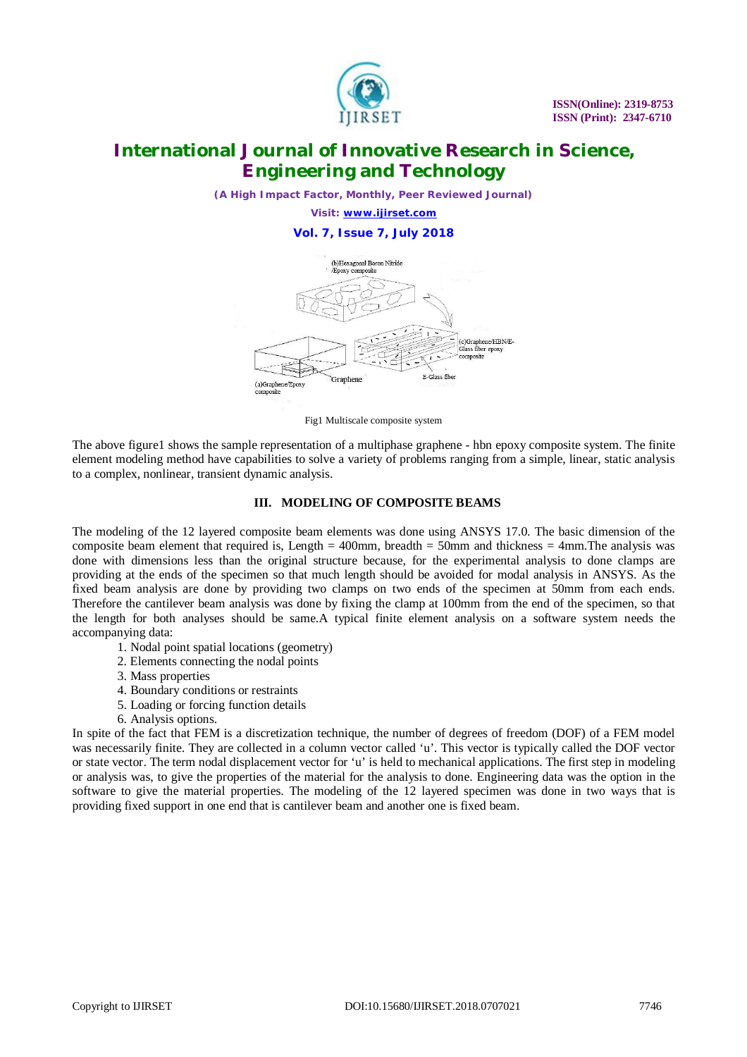Fig1 Multiscale composite system

The above figure1 shows the sample representation of a multiphase graphene - hbn epoxy composite system. The finite element modeling method have capabilities to solve a variety of problems ranging from a simple, linear, static analysis to a complex, nonlinear, transient dynamic analysis.

### III. MODELING OF COMPOSITE BEAMS

The modeling of the 12 layered composite beam elements was done using ANSYS 17.0. The basic dimension of the composite beam element that required is, Length = 400mm, breadth = 50mm and thickness = 4mm.The analysis was done with dimensions less than the original structure because, for the experimental analysis to done clamps are providing at the ends of the specimen so that much length should be avoided for modal analysis in ANSYS. As the fixed beam analysis are done by providing two clamps on two ends of the specimen at 50mm from each ends. Therefore the cantilever beam analysis was done by fixing the clamp at 100mm from the end of the specimen, so that the length for both analyses should be same.A typical finite element analysis on a software system needs the accompanying data:

1. Nodal point spatial locations (geometry)
2. Elements connecting the nodal points
3. Mass properties
4. Boundary conditions or restraints
5. Loading or forcing function details
6. Analysis options.

In spite of the fact that FEM is a discretization technique, the number of degrees of freedom (DOF) of a FEM model was necessarily finite. They are collected in a column vector called 'u'. This vector is typically called the DOF vector or state vector. The term nodal displacement vector for 'u' is held to mechanical applications. The first step in modeling or analysis was, to give the properties of the material for the analysis to done. Engineering data was the option in the software to give the material properties. The modeling of the 12 layered specimen was done in two ways that is providing fixed support in one end that is cantilever beam and another one is fixed beam.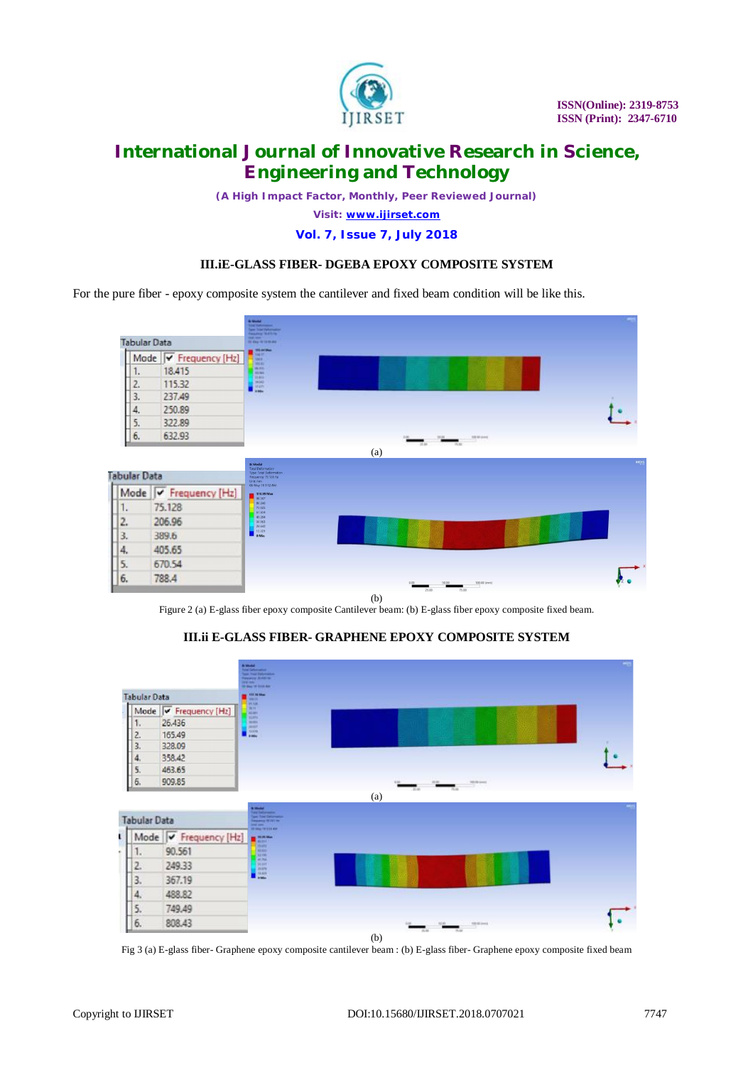### III.iE-GLASS FIBER- DGEBA EPOXY COMPOSITE SYSTEM

For the pure fiber - epoxy composite system the cantilever and fixed beam condition will be like this.

Tabular Data

| Mode | Frequency [Hz] |
|---|---|
| 1. | 18.415 |
| 2. | 115.32 |
| 3. | 237.49 |
| 4. | 250.89 |
| 5. | 322.89 |
| 6. | 632.93 |

(a)

Tabular Data

| Mode | Frequency [Hz] |
|---|---|
| 1. | 75.128 |
| 2. | 206.96 |
| 3. | 389.6 |
| 4. | 405.65 |
| 5. | 670.54 |
| 6. | 788.4 |

(b)

Figure 2 (a) E-glass fiber epoxy composite Cantilever beam: (b) E-glass fiber epoxy composite fixed beam.

### III.ii E-GLASS FIBER- GRAPHENE EPOXY COMPOSITE SYSTEM

Tabular Data

| Mode | Frequency [Hz] |
|---|---|
| 1. | 26.436 |
| 2. | 165.49 |
| 3. | 328.09 |
| 4. | 358.42 |
| 5. | 463.65 |
| 6. | 909.85 |

(a)

Tabular Data

| Mode | Frequency [Hz] |
|---|---|
| 1. | 90.561 |
| 2. | 249.33 |
| 3. | 367.19 |
| 4. | 488.82 |
| 5. | 749.49 |
| 6. | 808.43 |

(b)

Fig 3 (a) E-glass fiber- Graphene epoxy composite cantilever beam : (b) E-glass fiber- Graphene epoxy composite fixed beam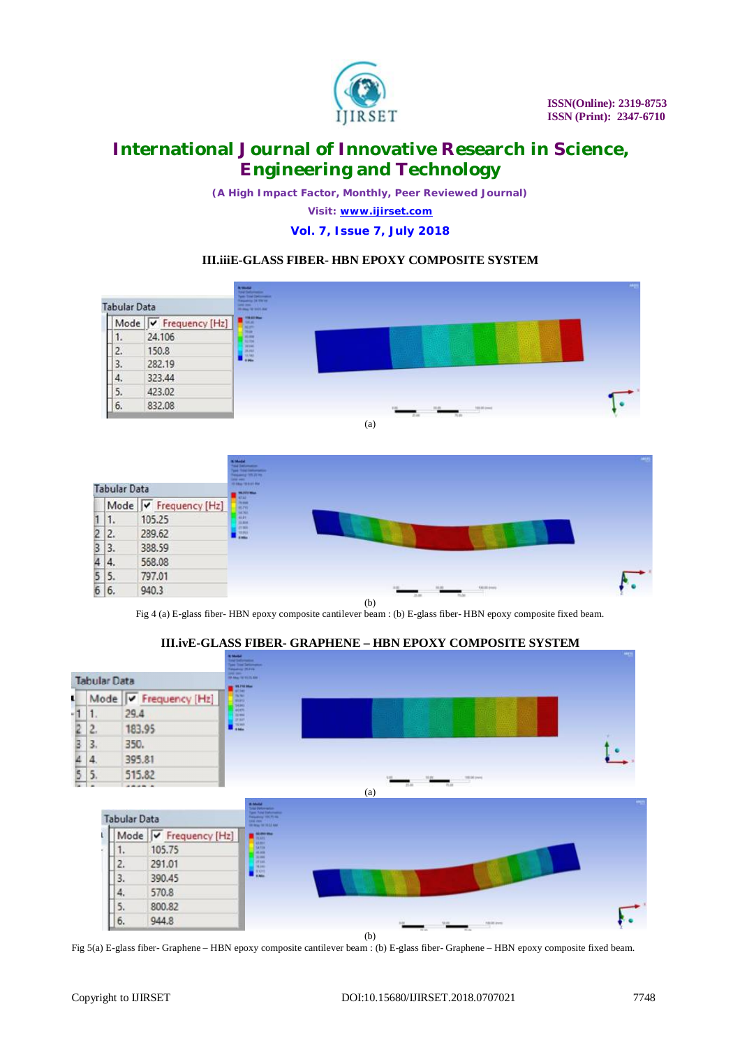### III.iiiE-GLASS FIBER- HBN EPOXY COMPOSITE SYSTEM

Tabular Data

| Mode | Frequency [Hz] |
|---|---|
| 1. | 24.106 |
| 2. | 150.8 |
| 3. | 282.19 |
| 4. | 323.44 |
| 5. | 423.02 |
| 6. | 832.08 |

(a)

Tabular Data

| Mode | Frequency [Hz] |
|---|---|
| 1. | 105.25 |
| 2. | 289.62 |
| 3. | 388.59 |
| 4. | 568.08 |
| 5. | 797.01 |
| 6. | 940.3 |

(b)

Fig 4 (a) E-glass fiber- HBN epoxy composite cantilever beam : (b) E-glass fiber- HBN epoxy composite fixed beam.

### III.ivE-GLASS FIBER- GRAPHENE – HBN EPOXY COMPOSITE SYSTEM

Tabular Data

| Mode | Frequency [Hz] |
|---|---|
| 1. | 29.4 |
| 2. | 183.95 |
| 3. | 350. |
| 4. | 395.81 |
| 5. | 515.82 |

(a)

Tabular Data

| Mode | Frequency [Hz] |
|---|---|
| 1. | 105.75 |
| 2. | 291.01 |
| 3. | 390.45 |
| 4. | 570.8 |
| 5. | 800.82 |
| 6. | 944.8 |

(b)

Fig 5(a) E-glass fiber- Graphene – HBN epoxy composite cantilever beam : (b) E-glass fiber- Graphene – HBN epoxy composite fixed beam.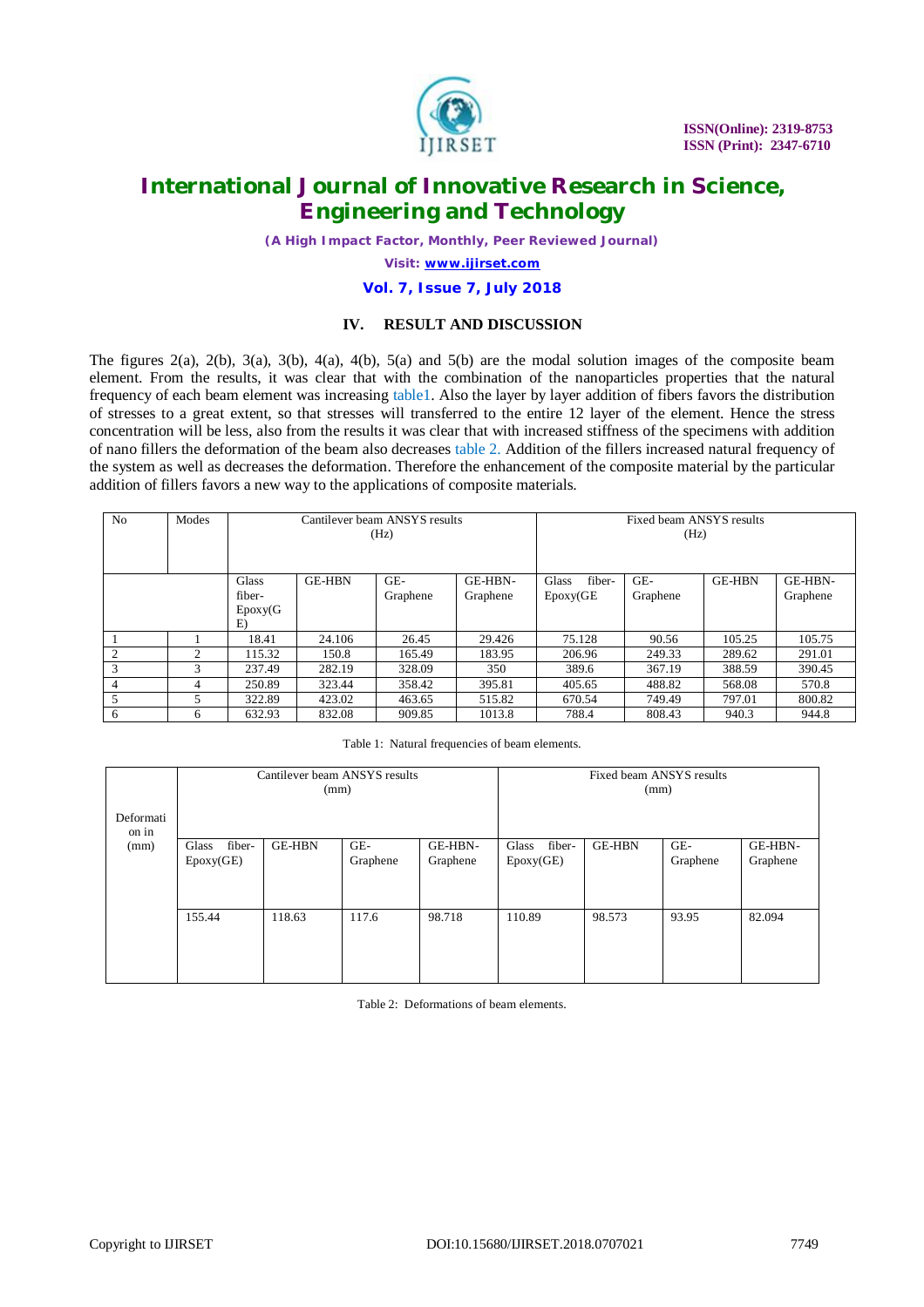## IV. RESULT AND DISCUSSION

The figures 2(a), 2(b), 3(a), 3(b), 4(a), 4(b), 5(a) and 5(b) are the modal solution images of the composite beam element. From the results, it was clear that with the combination of the nanoparticles properties that the natural frequency of each beam element was increasing table1. Also the layer by layer addition of fibers favors the distribution of stresses to a great extent, so that stresses will transferred to the entire 12 layer of the element. Hence the stress concentration will be less, also from the results it was clear that with increased stiffness of the specimens with addition of nano fillers the deformation of the beam also decreases table 2. Addition of the fillers increased natural frequency of the system as well as decreases the deformation. Therefore the enhancement of the composite material by the particular addition of fillers favors a new way to the applications of composite materials.

| No | Modes | Cantilever beam ANSYS results (Hz) | | | | Fixed beam ANSYS results (Hz) | | | |
|---|---|---|---|---|---|---|---|---|---|
| | | Glass fiber-Epoxy(GE) | GE-HBN | GE-Graphene | GE-HBN-Graphene | Glass fiber-Epoxy(GE | GE-Graphene | GE-HBN | GE-HBN-Graphene |
| 1 | 1 | 18.41 | 24.106 | 26.45 | 29.426 | 75.128 | 90.56 | 105.25 | 105.75 |
| 2 | 2 | 115.32 | 150.8 | 165.49 | 183.95 | 206.96 | 249.33 | 289.62 | 291.01 |
| 3 | 3 | 237.49 | 282.19 | 328.09 | 350 | 389.6 | 367.19 | 388.59 | 390.45 |
| 4 | 4 | 250.89 | 323.44 | 358.42 | 395.81 | 405.65 | 488.82 | 568.08 | 570.8 |
| 5 | 5 | 322.89 | 423.02 | 463.65 | 515.82 | 670.54 | 749.49 | 797.01 | 800.82 |
| 6 | 6 | 632.93 | 832.08 | 909.85 | 1013.8 | 788.4 | 808.43 | 940.3 | 944.8 |

Table 1: Natural frequencies of beam elements.

| Deformation in (mm) | Cantilever beam ANSYS results (mm) | | | | Fixed beam ANSYS results (mm) | | | |
|---|---|---|---|---|---|---|---|---|
| | Glass fiber-Epoxy(GE) | GE-HBN | GE-Graphene | GE-HBN-Graphene | Glass fiber-Epoxy(GE) | GE-HBN | GE-Graphene | GE-HBN-Graphene |
| | 155.44 | 118.63 | 117.6 | 98.718 | 110.89 | 98.573 | 93.95 | 82.094 |

Table 2: Deformations of beam elements.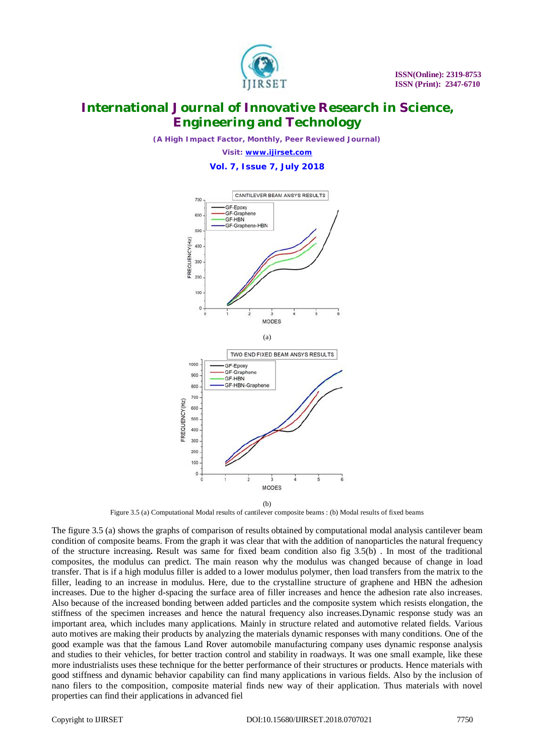(a)

(b)

Figure 3.5 (a) Computational Modal results of cantilever composite beams : (b) Modal results of fixed beams

The figure 3.5 (a) shows the graphs of comparison of results obtained by computational modal analysis cantilever beam condition of composite beams. From the graph it was clear that with the addition of nanoparticles the natural frequency of the structure increasing**.** Result was same for fixed beam condition also fig 3.5(b) . In most of the traditional composites, the modulus can predict. The main reason why the modulus was changed because of change in load transfer. That is if a high modulus filler is added to a lower modulus polymer, then load transfers from the matrix to the filler, leading to an increase in modulus. Here, due to the crystalline structure of graphene and HBN the adhesion increases. Due to the higher d-spacing the surface area of filler increases and hence the adhesion rate also increases. Also because of the increased bonding between added particles and the composite system which resists elongation, the stiffness of the specimen increases and hence the natural frequency also increases.Dynamic response study was an important area, which includes many applications. Mainly in structure related and automotive related fields. Various auto motives are making their products by analyzing the materials dynamic responses with many conditions. One of the good example was that the famous Land Rover automobile manufacturing company uses dynamic response analysis and studies to their vehicles, for better traction control and stability in roadways. It was one small example, like these more industrialists uses these technique for the better performance of their structures or products. Hence materials with good stiffness and dynamic behavior capability can find many applications in various fields. Also by the inclusion of nano filers to the composition, composite material finds new way of their application. Thus materials with novel properties can find their applications in advanced fiel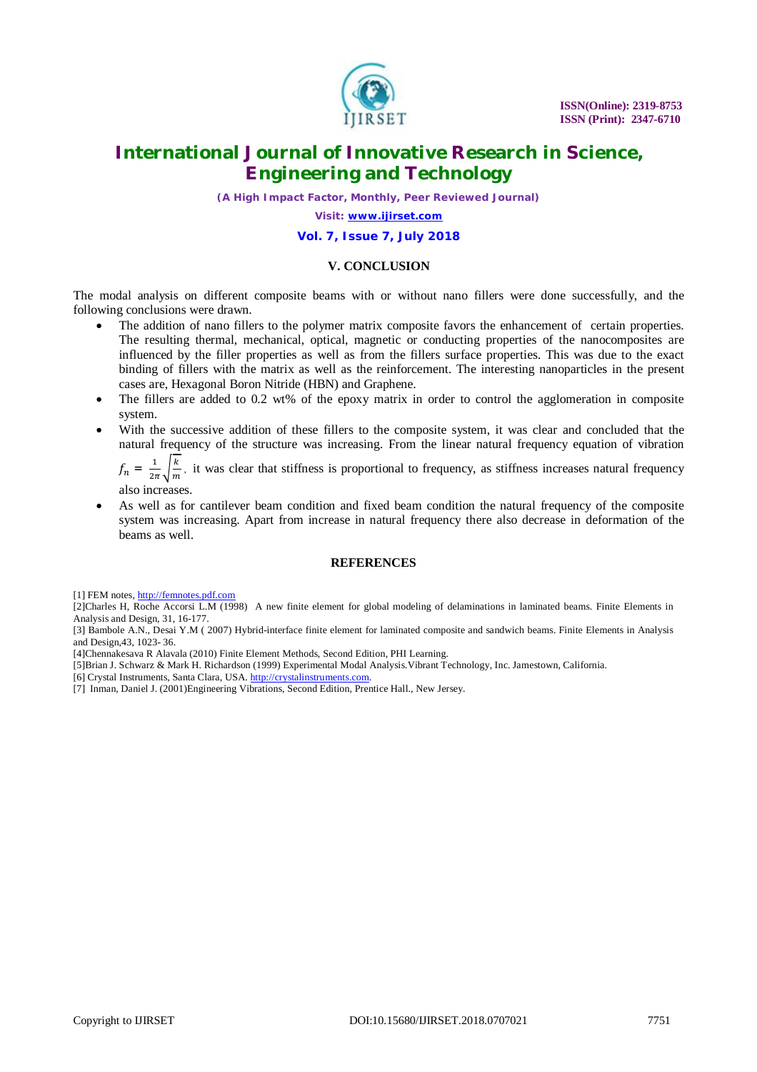## V. CONCLUSION

The modal analysis on different composite beams with or without nano fillers were done successfully, and the following conclusions were drawn.

- The addition of nano fillers to the polymer matrix composite favors the enhancement of certain properties. The resulting thermal, mechanical, optical, magnetic or conducting properties of the nanocomposites are influenced by the filler properties as well as from the fillers surface properties. This was due to the exact binding of fillers with the matrix as well as the reinforcement. The interesting nanoparticles in the present cases are, Hexagonal Boron Nitride (HBN) and Graphene.
- The fillers are added to 0.2 wt% of the epoxy matrix in order to control the agglomeration in composite system.
- With the successive addition of these fillers to the composite system, it was clear and concluded that the natural frequency of the structure was increasing. From the linear natural frequency equation of vibration $f_n = \frac{1}{2\pi}\sqrt{\frac{k}{m}}$, it was clear that stiffness is proportional to frequency, as stiffness increases natural frequency also increases.
- As well as for cantilever beam condition and fixed beam condition the natural frequency of the composite system was increasing. Apart from increase in natural frequency there also decrease in deformation of the beams as well.

## REFERENCES

[1] FEM notes, http://femnotes.pdf.com

[2]Charles H, Roche Accorsi L.M (1998) A new finite element for global modeling of delaminations in laminated beams. Finite Elements in Analysis and Design, 31, 16-177.

[3] Bambole A.N., Desai Y.M ( 2007) Hybrid-interface finite element for laminated composite and sandwich beams. Finite Elements in Analysis and Design,43, 1023- 36.

[4]Chennakesava R Alavala (2010) Finite Element Methods, Second Edition, PHI Learning.

[5]Brian J. Schwarz & Mark H. Richardson (1999) Experimental Modal Analysis.Vibrant Technology, Inc. Jamestown, California.

[6] Crystal Instruments, Santa Clara, USA. http://crystalinstruments.com.

[7] Inman, Daniel J. (2001)Engineering Vibrations, Second Edition, Prentice Hall., New Jersey.